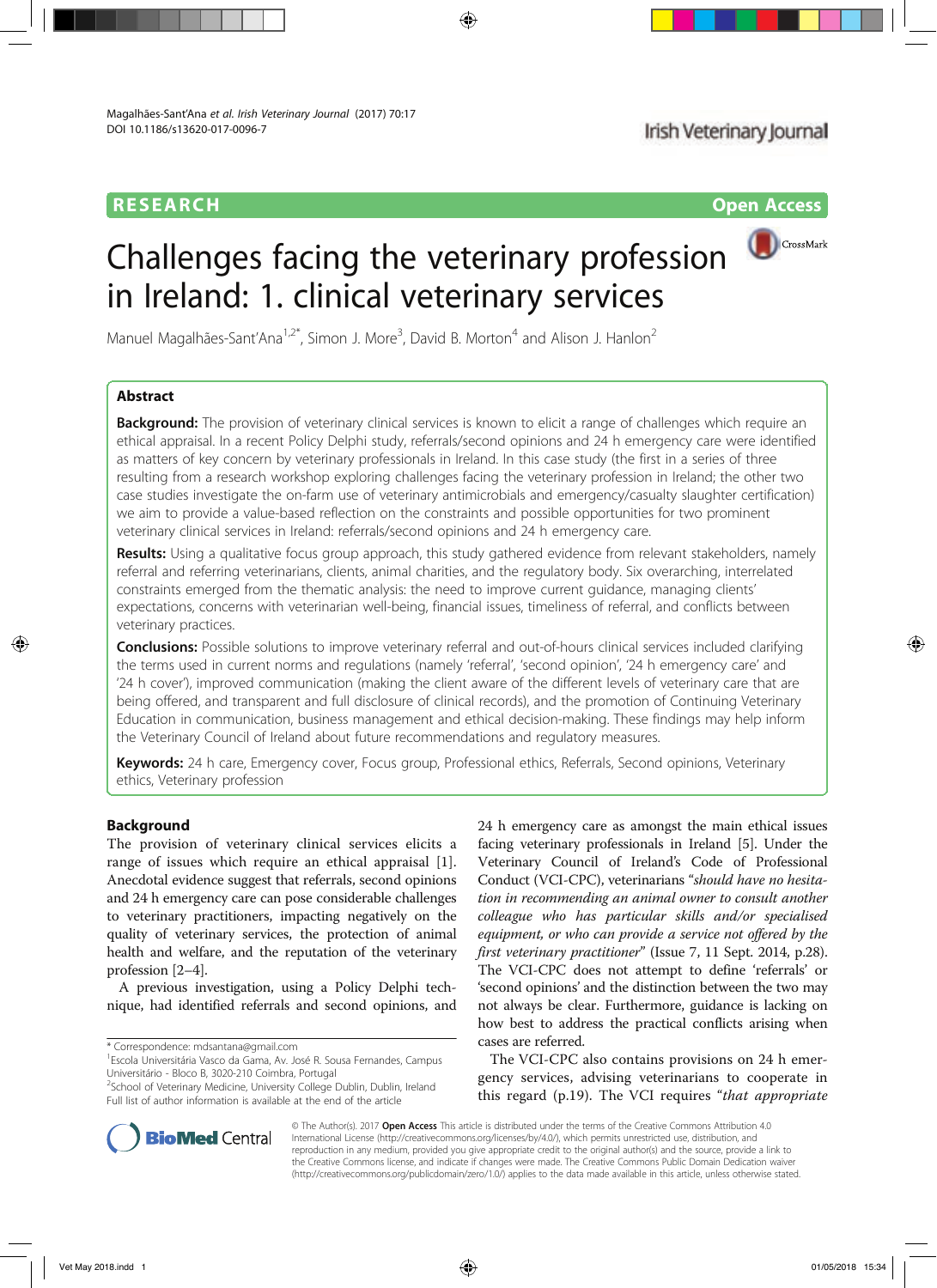RESEARCH **Open Access**

# Challenges facing the veterinary profession in Ireland: 1. clinical veterinary services

Manuel Magalhães-Sant'Ana[1,2*], Simon J. More[3], David B. Morton[4] and Alison J. Hanlon[2]

## Abstract

**Background:** The provision of veterinary clinical services is known to elicit a range of challenges which require an ethical appraisal. In a recent Policy Delphi study, referrals/second opinions and 24 h emergency care were identified as matters of key concern by veterinary professionals in Ireland. In this case study (the first in a series of three resulting from a research workshop exploring challenges facing the veterinary profession in Ireland; the other two case studies investigate the on-farm use of veterinary antimicrobials and emergency/casualty slaughter certification) we aim to provide a value-based reflection on the constraints and possible opportunities for two prominent veterinary clinical services in Ireland: referrals/second opinions and 24 h emergency care.

**Results:** Using a qualitative focus group approach, this study gathered evidence from relevant stakeholders, namely referral and referring veterinarians, clients, animal charities, and the regulatory body. Six overarching, interrelated constraints emerged from the thematic analysis: the need to improve current guidance, managing clients' expectations, concerns with veterinarian well-being, financial issues, timeliness of referral, and conflicts between veterinary practices.

**Conclusions:** Possible solutions to improve veterinary referral and out-of-hours clinical services included clarifying the terms used in current norms and regulations (namely 'referral', 'second opinion', '24 h emergency care' and '24 h cover'), improved communication (making the client aware of the different levels of veterinary care that are being offered, and transparent and full disclosure of clinical records), and the promotion of Continuing Veterinary Education in communication, business management and ethical decision-making. These findings may help inform the Veterinary Council of Ireland about future recommendations and regulatory measures.

**Keywords:** 24 h care, Emergency cover, Focus group, Professional ethics, Referrals, Second opinions, Veterinary ethics, Veterinary profession

## Background

The provision of veterinary clinical services elicits a range of issues which require an ethical appraisal [1]. Anecdotal evidence suggest that referrals, second opinions and 24 h emergency care can pose considerable challenges to veterinary practitioners, impacting negatively on the quality of veterinary services, the protection of animal health and welfare, and the reputation of the veterinary profession [2–4].

A previous investigation, using a Policy Delphi technique, had identified referrals and second opinions, and 24 h emergency care as amongst the main ethical issues facing veterinary professionals in Ireland [5]. Under the Veterinary Council of Ireland's Code of Professional Conduct (VCI-CPC), veterinarians "*should have no hesitation in recommending an animal owner to consult another colleague who has particular skills and/or specialised equipment, or who can provide a service not offered by the first veterinary practitioner*" (Issue 7, 11 Sept. 2014, p.28). The VCI-CPC does not attempt to define 'referrals' or 'second opinions' and the distinction between the two may not always be clear. Furthermore, guidance is lacking on how best to address the practical conflicts arising when cases are referred.

The VCI-CPC also contains provisions on 24 h emergency services, advising veterinarians to cooperate in this regard (p.19). The VCI requires "*that appropriate*

\* Correspondence: mdsantana@gmail.com
[1]Escola Universitária Vasco da Gama, Av. José R. Sousa Fernandes, Campus Universitário - Bloco B, 3020-210 Coimbra, Portugal
[2]School of Veterinary Medicine, University College Dublin, Dublin, Ireland
Full list of author information is available at the end of the article

© The Author(s). 2017 **Open Access** This article is distributed under the terms of the Creative Commons Attribution 4.0 International License (http://creativecommons.org/licenses/by/4.0/), which permits unrestricted use, distribution, and reproduction in any medium, provided you give appropriate credit to the original author(s) and the source, provide a link to the Creative Commons license, and indicate if changes were made. The Creative Commons Public Domain Dedication waiver (http://creativecommons.org/publicdomain/zero/1.0/) applies to the data made available in this article, unless otherwise stated.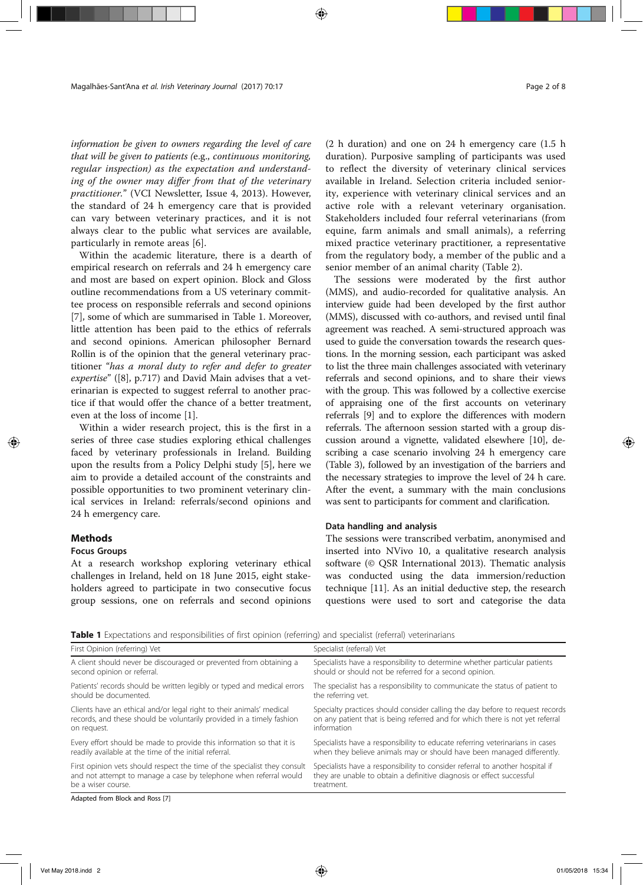*information be given to owners regarding the level of care that will be given to patients (*e.g., *continuous monitoring, regular inspection) as the expectation and understanding of the owner may differ from that of the veterinary practitioner.*" (VCI Newsletter, Issue 4, 2013). However, the standard of 24 h emergency care that is provided can vary between veterinary practices, and it is not always clear to the public what services are available, particularly in remote areas [6].

Within the academic literature, there is a dearth of empirical research on referrals and 24 h emergency care and most are based on expert opinion. Block and Gloss outline recommendations from a US veterinary committee process on responsible referrals and second opinions [7], some of which are summarised in Table 1. Moreover, little attention has been paid to the ethics of referrals and second opinions. American philosopher Bernard Rollin is of the opinion that the general veterinary practitioner "*has a moral duty to refer and defer to greater expertise*" ([8], p.717) and David Main advises that a veterinarian is expected to suggest referral to another practice if that would offer the chance of a better treatment, even at the loss of income [1].

Within a wider research project, this is the first in a series of three case studies exploring ethical challenges faced by veterinary professionals in Ireland. Building upon the results from a Policy Delphi study [5], here we aim to provide a detailed account of the constraints and possible opportunities to two prominent veterinary clinical services in Ireland: referrals/second opinions and 24 h emergency care.

## Methods

### Focus Groups

At a research workshop exploring veterinary ethical challenges in Ireland, held on 18 June 2015, eight stakeholders agreed to participate in two consecutive focus group sessions, one on referrals and second opinions (2 h duration) and one on 24 h emergency care (1.5 h duration). Purposive sampling of participants was used to reflect the diversity of veterinary clinical services available in Ireland. Selection criteria included seniority, experience with veterinary clinical services and an active role with a relevant veterinary organisation. Stakeholders included four referral veterinarians (from equine, farm animals and small animals), a referring mixed practice veterinary practitioner, a representative from the regulatory body, a member of the public and a senior member of an animal charity (Table 2).

The sessions were moderated by the first author (MMS), and audio-recorded for qualitative analysis. An interview guide had been developed by the first author (MMS), discussed with co-authors, and revised until final agreement was reached. A semi-structured approach was used to guide the conversation towards the research questions. In the morning session, each participant was asked to list the three main challenges associated with veterinary referrals and second opinions, and to share their views with the group. This was followed by a collective exercise of appraising one of the first accounts on veterinary referrals [9] and to explore the differences with modern referrals. The afternoon session started with a group discussion around a vignette, validated elsewhere [10], describing a case scenario involving 24 h emergency care (Table 3), followed by an investigation of the barriers and the necessary strategies to improve the level of 24 h care. After the event, a summary with the main conclusions was sent to participants for comment and clarification.

### Data handling and analysis

The sessions were transcribed verbatim, anonymised and inserted into NVivo 10, a qualitative research analysis software (© QSR International 2013). Thematic analysis was conducted using the data immersion/reduction technique [11]. As an initial deductive step, the research questions were used to sort and categorise the data

**Table 1** Expectations and responsibilities of first opinion (referring) and specialist (referral) veterinarians

| First Opinion (referring) Vet | Specialist (referral) Vet |
|---|---|
| A client should never be discouraged or prevented from obtaining a second opinion or referral. | Specialists have a responsibility to determine whether particular patients should or should not be referred for a second opinion. |
| Patients' records should be written legibly or typed and medical errors should be documented. | The specialist has a responsibility to communicate the status of patient to the referring vet. |
| Clients have an ethical and/or legal right to their animals' medical records, and these should be voluntarily provided in a timely fashion on request. | Specialty practices should consider calling the day before to request records on any patient that is being referred and for which there is not yet referral information |
| Every effort should be made to provide this information so that it is readily available at the time of the initial referral. | Specialists have a responsibility to educate referring veterinarians in cases when they believe animals may or should have been managed differently. |
| First opinion vets should respect the time of the specialist they consult and not attempt to manage a case by telephone when referral would be a wiser course. | Specialists have a responsibility to consider referral to another hospital if they are unable to obtain a definitive diagnosis or effect successful treatment. |

Adapted from Block and Ross [7]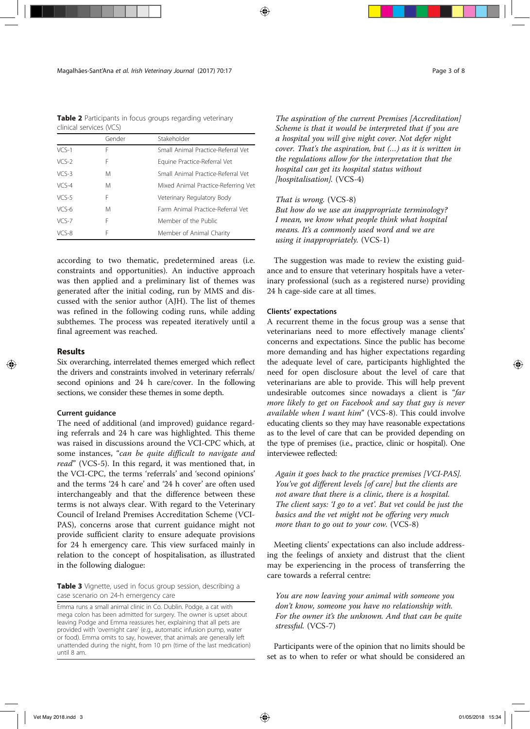**Table 2** Participants in focus groups regarding veterinary clinical services (VCS)

| | Gender | Stakeholder |
|---|---|---|
| VCS-1 | F | Small Animal Practice-Referral Vet |
| VCS-2 | F | Equine Practice-Referral Vet |
| VCS-3 | M | Small Animal Practice-Referral Vet |
| VCS-4 | M | Mixed Animal Practice-Referring Vet |
| VCS-5 | F | Veterinary Regulatory Body |
| VCS-6 | M | Farm Animal Practice-Referral Vet |
| VCS-7 | F | Member of the Public |
| VCS-8 | F | Member of Animal Charity |

according to two thematic, predetermined areas (i.e. constraints and opportunities). An inductive approach was then applied and a preliminary list of themes was generated after the initial coding, run by MMS and discussed with the senior author (AJH). The list of themes was refined in the following coding runs, while adding subthemes. The process was repeated iteratively until a final agreement was reached.

## Results

Six overarching, interrelated themes emerged which reflect the drivers and constraints involved in veterinary referrals/second opinions and 24 h care/cover. In the following sections, we consider these themes in some depth.

### Current guidance

The need of additional (and improved) guidance regarding referrals and 24 h care was highlighted. This theme was raised in discussions around the VCI-CPC which, at some instances, "*can be quite difficult to navigate and read*" (VCS-5). In this regard, it was mentioned that, in the VCI-CPC, the terms 'referrals' and 'second opinions' and the terms '24 h care' and '24 h cover' are often used interchangeably and that the difference between these terms is not always clear. With regard to the Veterinary Council of Ireland Premises Accreditation Scheme (VCI-PAS), concerns arose that current guidance might not provide sufficient clarity to ensure adequate provisions for 24 h emergency care. This view surfaced mainly in relation to the concept of hospitalisation, as illustrated in the following dialogue:

**Table 3** Vignette, used in focus group session, describing a case scenario on 24-h emergency care

| |
|---|
| Emma runs a small animal clinic in Co. Dublin. Podge, a cat with mega colon has been admitted for surgery. The owner is upset about leaving Podge and Emma reassures her, explaining that all pets are provided with 'overnight care' (e.g., automatic infusion pump, water or food). Emma omits to say, however, that animals are generally left unattended during the night, from 10 pm (time of the last medication) until 8 am. |

> *The aspiration of the current Premises [Accreditation] Scheme is that it would be interpreted that if you are a hospital you will give night cover. Not defer night cover. That's the aspiration, but (…) as it is written in the regulations allow for the interpretation that the hospital can get its hospital status without [hospitalisation].* (VCS-4)
>
> *That is wrong.* (VCS-8)
> *But how do we use an inappropriate terminology? I mean, we know what people think what hospital means. It's a commonly used word and we are using it inappropriately.* (VCS-1)

The suggestion was made to review the existing guidance and to ensure that veterinary hospitals have a veterinary professional (such as a registered nurse) providing 24 h cage-side care at all times.

### Clients' expectations

A recurrent theme in the focus group was a sense that veterinarians need to more effectively manage clients' concerns and expectations. Since the public has become more demanding and has higher expectations regarding the adequate level of care, participants highlighted the need for open disclosure about the level of care that veterinarians are able to provide. This will help prevent undesirable outcomes since nowadays a client is "*far more likely to get on Facebook and say that guy is never available when I want him*" (VCS-8). This could involve educating clients so they may have reasonable expectations as to the level of care that can be provided depending on the type of premises (i.e., practice, clinic or hospital). One interviewee reflected:

> *Again it goes back to the practice premises [VCI-PAS]. You've got different levels [of care] but the clients are not aware that there is a clinic, there is a hospital. The client says: 'I go to a vet'. But vet could be just the basics and the vet might not be offering very much more than to go out to your cow.* (VCS-8)

Meeting clients' expectations can also include addressing the feelings of anxiety and distrust that the client may be experiencing in the process of transferring the care towards a referral centre:

> *You are now leaving your animal with someone you don't know, someone you have no relationship with. For the owner it's the unknown. And that can be quite stressful.* (VCS-7)

Participants were of the opinion that no limits should be set as to when to refer or what should be considered an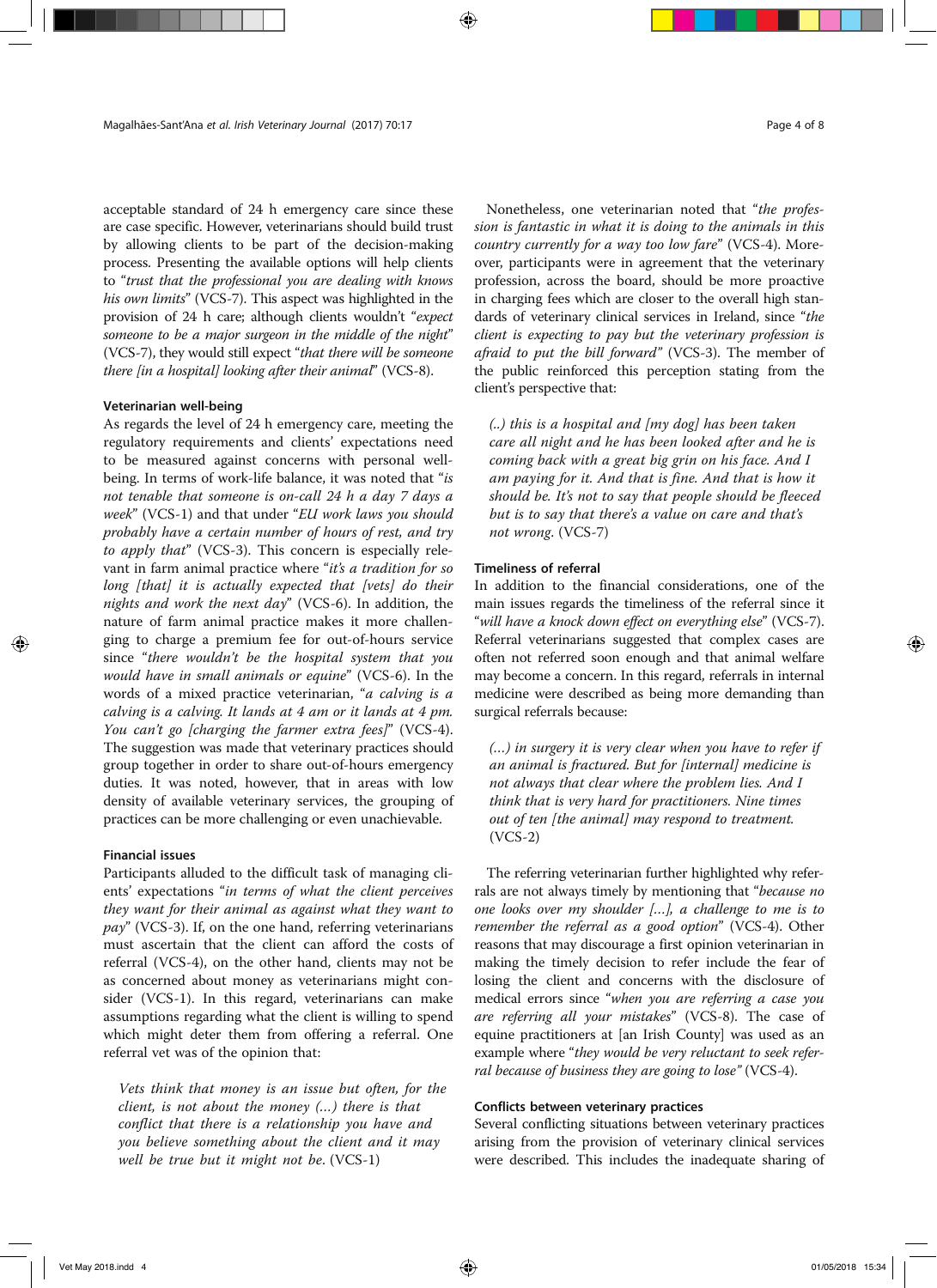acceptable standard of 24 h emergency care since these are case specific. However, veterinarians should build trust by allowing clients to be part of the decision-making process. Presenting the available options will help clients to "*trust that the professional you are dealing with knows his own limits*" (VCS-7). This aspect was highlighted in the provision of 24 h care; although clients wouldn't "*expect someone to be a major surgeon in the middle of the night*" (VCS-7), they would still expect "*that there will be someone there [in a hospital] looking after their animal*" (VCS-8).

#### Veterinarian well-being

As regards the level of 24 h emergency care, meeting the regulatory requirements and clients' expectations need to be measured against concerns with personal well-being. In terms of work-life balance, it was noted that "*is not tenable that someone is on-call 24 h a day 7 days a week*" (VCS-1) and that under "*EU work laws you should probably have a certain number of hours of rest, and try to apply that*" (VCS-3). This concern is especially relevant in farm animal practice where "*it's a tradition for so long [that] it is actually expected that [vets] do their nights and work the next day*" (VCS-6). In addition, the nature of farm animal practice makes it more challenging to charge a premium fee for out-of-hours service since "*there wouldn't be the hospital system that you would have in small animals or equine*" (VCS-6). In the words of a mixed practice veterinarian, "*a calving is a calving is a calving. It lands at 4 am or it lands at 4 pm. You can't go [charging the farmer extra fees]*" (VCS-4). The suggestion was made that veterinary practices should group together in order to share out-of-hours emergency duties. It was noted, however, that in areas with low density of available veterinary services, the grouping of practices can be more challenging or even unachievable.

#### Financial issues

Participants alluded to the difficult task of managing clients' expectations "*in terms of what the client perceives they want for their animal as against what they want to pay*" (VCS-3). If, on the one hand, referring veterinarians must ascertain that the client can afford the costs of referral (VCS-4), on the other hand, clients may not be as concerned about money as veterinarians might consider (VCS-1). In this regard, veterinarians can make assumptions regarding what the client is willing to spend which might deter them from offering a referral. One referral vet was of the opinion that:

> *Vets think that money is an issue but often, for the client, is not about the money (…) there is that conflict that there is a relationship you have and you believe something about the client and it may well be true but it might not be*. (VCS-1)

Nonetheless, one veterinarian noted that "*the profession is fantastic in what it is doing to the animals in this country currently for a way too low fare*" (VCS-4). Moreover, participants were in agreement that the veterinary profession, across the board, should be more proactive in charging fees which are closer to the overall high standards of veterinary clinical services in Ireland, since "*the client is expecting to pay but the veterinary profession is afraid to put the bill forward*" (VCS-3). The member of the public reinforced this perception stating from the client's perspective that:

> *(..) this is a hospital and [my dog] has been taken care all night and he has been looked after and he is coming back with a great big grin on his face. And I am paying for it. And that is fine. And that is how it should be. It's not to say that people should be fleeced but is to say that there's a value on care and that's not wrong*. (VCS-7)

#### Timeliness of referral

In addition to the financial considerations, one of the main issues regards the timeliness of the referral since it "*will have a knock down effect on everything else*" (VCS-7). Referral veterinarians suggested that complex cases are often not referred soon enough and that animal welfare may become a concern. In this regard, referrals in internal medicine were described as being more demanding than surgical referrals because:

> *(…) in surgery it is very clear when you have to refer if an animal is fractured. But for [internal] medicine is not always that clear where the problem lies. And I think that is very hard for practitioners. Nine times out of ten [the animal] may respond to treatment.* (VCS-2)

The referring veterinarian further highlighted why referrals are not always timely by mentioning that "*because no one looks over my shoulder […], a challenge to me is to remember the referral as a good option*" (VCS-4). Other reasons that may discourage a first opinion veterinarian in making the timely decision to refer include the fear of losing the client and concerns with the disclosure of medical errors since "*when you are referring a case you are referring all your mistakes*" (VCS-8). The case of equine practitioners at [an Irish County] was used as an example where "*they would be very reluctant to seek referral because of business they are going to lose*" (VCS-4).

#### Conflicts between veterinary practices

Several conflicting situations between veterinary practices arising from the provision of veterinary clinical services were described. This includes the inadequate sharing of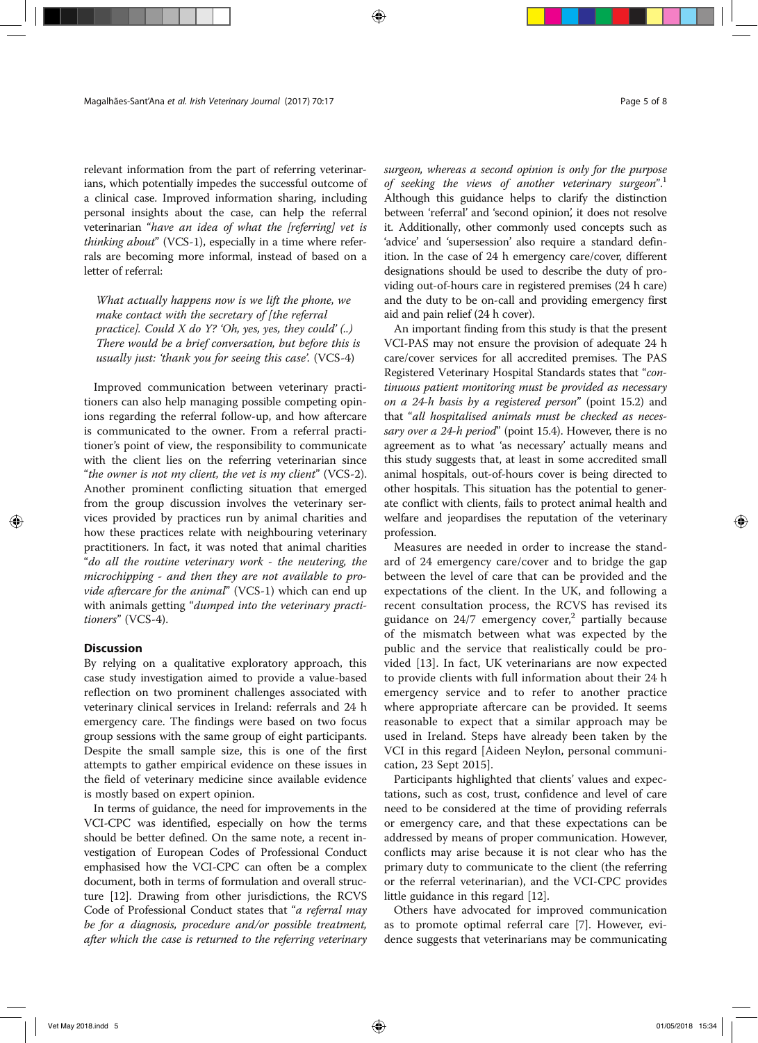relevant information from the part of referring veterinarians, which potentially impedes the successful outcome of a clinical case. Improved information sharing, including personal insights about the case, can help the referral veterinarian "*have an idea of what the [referring] vet is thinking about*" (VCS-1), especially in a time where referrals are becoming more informal, instead of based on a letter of referral:

> *What actually happens now is we lift the phone, we make contact with the secretary of [the referral practice]. Could X do Y? 'Oh, yes, yes, they could' (..) There would be a brief conversation, but before this is usually just: 'thank you for seeing this case'.* (VCS-4)

Improved communication between veterinary practitioners can also help managing possible competing opinions regarding the referral follow-up, and how aftercare is communicated to the owner. From a referral practitioner's point of view, the responsibility to communicate with the client lies on the referring veterinarian since "*the owner is not my client, the vet is my client*" (VCS-2). Another prominent conflicting situation that emerged from the group discussion involves the veterinary services provided by practices run by animal charities and how these practices relate with neighbouring veterinary practitioners. In fact, it was noted that animal charities "*do all the routine veterinary work - the neutering, the microchipping - and then they are not available to provide aftercare for the animal*" (VCS-1) which can end up with animals getting "*dumped into the veterinary practitioners*" (VCS-4).

## Discussion

By relying on a qualitative exploratory approach, this case study investigation aimed to provide a value-based reflection on two prominent challenges associated with veterinary clinical services in Ireland: referrals and 24 h emergency care. The findings were based on two focus group sessions with the same group of eight participants. Despite the small sample size, this is one of the first attempts to gather empirical evidence on these issues in the field of veterinary medicine since available evidence is mostly based on expert opinion.

In terms of guidance, the need for improvements in the VCI-CPC was identified, especially on how the terms should be better defined. On the same note, a recent investigation of European Codes of Professional Conduct emphasised how the VCI-CPC can often be a complex document, both in terms of formulation and overall structure [12]. Drawing from other jurisdictions, the RCVS Code of Professional Conduct states that "*a referral may be for a diagnosis, procedure and/or possible treatment, after which the case is returned to the referring veterinary surgeon, whereas a second opinion is only for the purpose of seeking the views of another veterinary surgeon*".[1] Although this guidance helps to clarify the distinction between 'referral' and 'second opinion', it does not resolve it. Additionally, other commonly used concepts such as 'advice' and 'supersession' also require a standard definition. In the case of 24 h emergency care/cover, different designations should be used to describe the duty of providing out-of-hours care in registered premises (24 h care) and the duty to be on-call and providing emergency first aid and pain relief (24 h cover).

An important finding from this study is that the present VCI-PAS may not ensure the provision of adequate 24 h care/cover services for all accredited premises. The PAS Registered Veterinary Hospital Standards states that "*continuous patient monitoring must be provided as necessary on a 24-h basis by a registered person*" (point 15.2) and that "*all hospitalised animals must be checked as necessary over a 24-h period*" (point 15.4). However, there is no agreement as to what 'as necessary' actually means and this study suggests that, at least in some accredited small animal hospitals, out-of-hours cover is being directed to other hospitals. This situation has the potential to generate conflict with clients, fails to protect animal health and welfare and jeopardises the reputation of the veterinary profession.

Measures are needed in order to increase the standard of 24 emergency care/cover and to bridge the gap between the level of care that can be provided and the expectations of the client. In the UK, and following a recent consultation process, the RCVS has revised its guidance on 24/7 emergency cover,[2] partially because of the mismatch between what was expected by the public and the service that realistically could be provided [13]. In fact, UK veterinarians are now expected to provide clients with full information about their 24 h emergency service and to refer to another practice where appropriate aftercare can be provided. It seems reasonable to expect that a similar approach may be used in Ireland. Steps have already been taken by the VCI in this regard [Aideen Neylon, personal communication, 23 Sept 2015].

Participants highlighted that clients' values and expectations, such as cost, trust, confidence and level of care need to be considered at the time of providing referrals or emergency care, and that these expectations can be addressed by means of proper communication. However, conflicts may arise because it is not clear who has the primary duty to communicate to the client (the referring or the referral veterinarian), and the VCI-CPC provides little guidance in this regard [12].

Others have advocated for improved communication as to promote optimal referral care [7]. However, evidence suggests that veterinarians may be communicating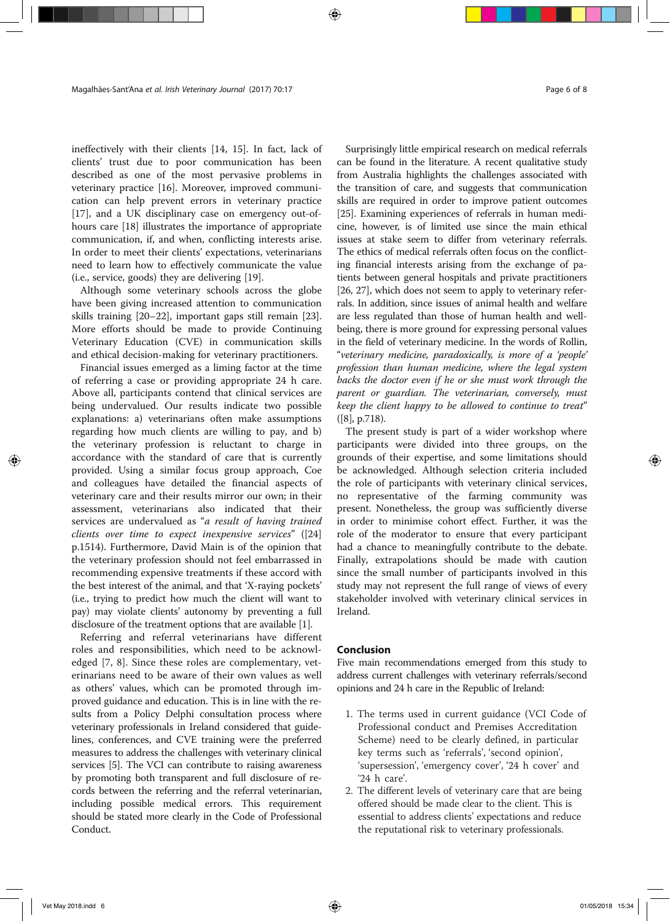ineffectively with their clients [14, 15]. In fact, lack of clients' trust due to poor communication has been described as one of the most pervasive problems in veterinary practice [16]. Moreover, improved communication can help prevent errors in veterinary practice [17], and a UK disciplinary case on emergency out-of-hours care [18] illustrates the importance of appropriate communication, if, and when, conflicting interests arise. In order to meet their clients' expectations, veterinarians need to learn how to effectively communicate the value (i.e., service, goods) they are delivering [19].

Although some veterinary schools across the globe have been giving increased attention to communication skills training [20–22], important gaps still remain [23]. More efforts should be made to provide Continuing Veterinary Education (CVE) in communication skills and ethical decision-making for veterinary practitioners.

Financial issues emerged as a liming factor at the time of referring a case or providing appropriate 24 h care. Above all, participants contend that clinical services are being undervalued. Our results indicate two possible explanations: a) veterinarians often make assumptions regarding how much clients are willing to pay, and b) the veterinary profession is reluctant to charge in accordance with the standard of care that is currently provided. Using a similar focus group approach, Coe and colleagues have detailed the financial aspects of veterinary care and their results mirror our own; in their assessment, veterinarians also indicated that their services are undervalued as "*a result of having trained clients over time to expect inexpensive services*" ([24] p.1514). Furthermore, David Main is of the opinion that the veterinary profession should not feel embarrassed in recommending expensive treatments if these accord with the best interest of the animal, and that 'X-raying pockets' (i.e., trying to predict how much the client will want to pay) may violate clients' autonomy by preventing a full disclosure of the treatment options that are available [1].

Referring and referral veterinarians have different roles and responsibilities, which need to be acknowledged [7, 8]. Since these roles are complementary, veterinarians need to be aware of their own values as well as others' values, which can be promoted through improved guidance and education. This is in line with the results from a Policy Delphi consultation process where veterinary professionals in Ireland considered that guidelines, conferences, and CVE training were the preferred measures to address the challenges with veterinary clinical services [5]. The VCI can contribute to raising awareness by promoting both transparent and full disclosure of records between the referring and the referral veterinarian, including possible medical errors. This requirement should be stated more clearly in the Code of Professional Conduct.

Surprisingly little empirical research on medical referrals can be found in the literature. A recent qualitative study from Australia highlights the challenges associated with the transition of care, and suggests that communication skills are required in order to improve patient outcomes [25]. Examining experiences of referrals in human medicine, however, is of limited use since the main ethical issues at stake seem to differ from veterinary referrals. The ethics of medical referrals often focus on the conflicting financial interests arising from the exchange of patients between general hospitals and private practitioners [26, 27], which does not seem to apply to veterinary referrals. In addition, since issues of animal health and welfare are less regulated than those of human health and well-being, there is more ground for expressing personal values in the field of veterinary medicine. In the words of Rollin, "*veterinary medicine, paradoxically, is more of a 'people' profession than human medicine, where the legal system backs the doctor even if he or she must work through the parent or guardian. The veterinarian, conversely, must keep the client happy to be allowed to continue to treat*" ([8], p.718).

The present study is part of a wider workshop where participants were divided into three groups, on the grounds of their expertise, and some limitations should be acknowledged. Although selection criteria included the role of participants with veterinary clinical services, no representative of the farming community was present. Nonetheless, the group was sufficiently diverse in order to minimise cohort effect. Further, it was the role of the moderator to ensure that every participant had a chance to meaningfully contribute to the debate. Finally, extrapolations should be made with caution since the small number of participants involved in this study may not represent the full range of views of every stakeholder involved with veterinary clinical services in Ireland.

## Conclusion

Five main recommendations emerged from this study to address current challenges with veterinary referrals/second opinions and 24 h care in the Republic of Ireland:

1. The terms used in current guidance (VCI Code of Professional conduct and Premises Accreditation Scheme) need to be clearly defined, in particular key terms such as 'referrals', 'second opinion', 'supersession', 'emergency cover', '24 h cover' and '24 h care'.
2. The different levels of veterinary care that are being offered should be made clear to the client. This is essential to address clients' expectations and reduce the reputational risk to veterinary professionals.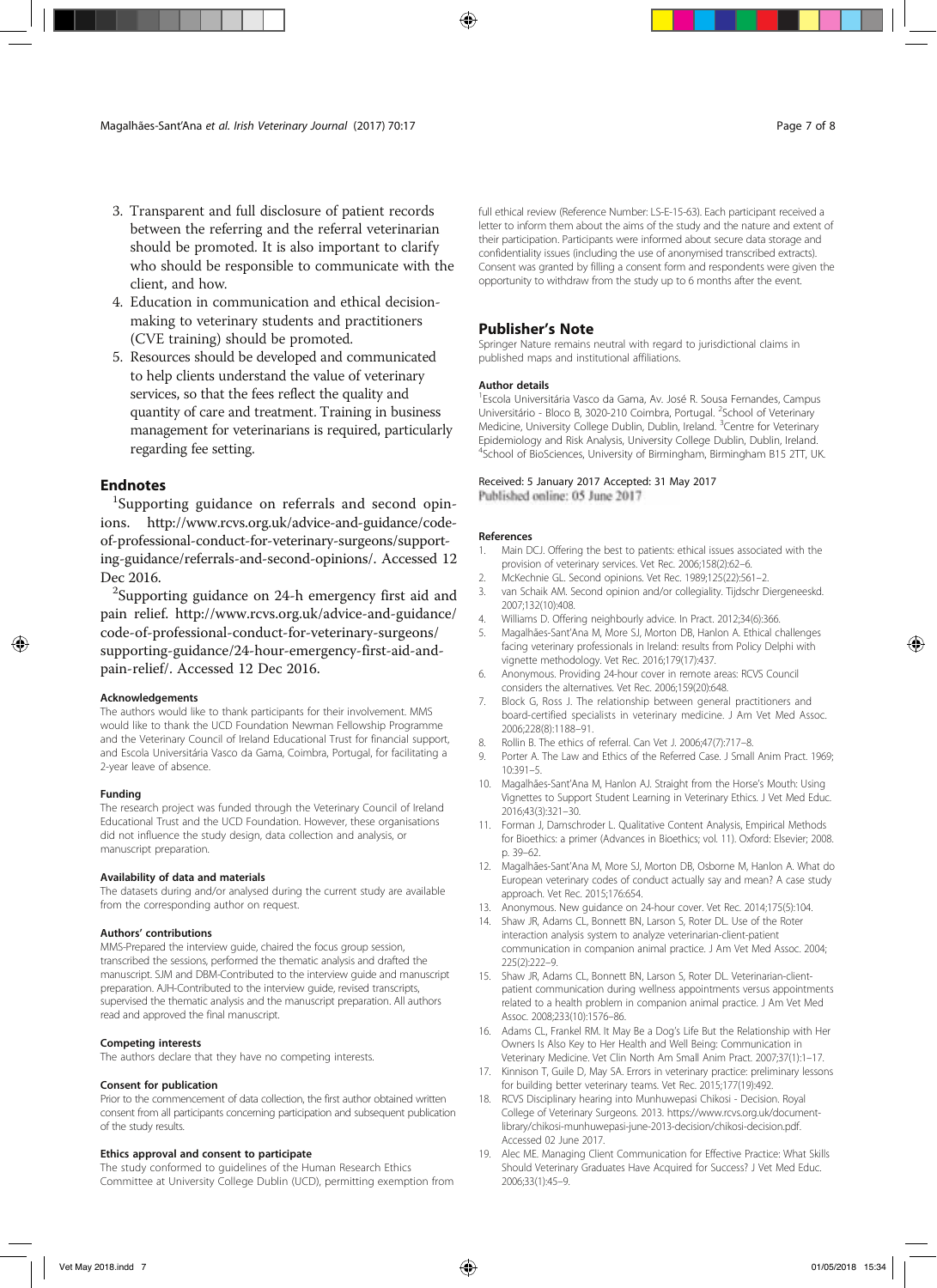3. Transparent and full disclosure of patient records between the referring and the referral veterinarian should be promoted. It is also important to clarify who should be responsible to communicate with the client, and how.
4. Education in communication and ethical decision-making to veterinary students and practitioners (CVE training) should be promoted.
5. Resources should be developed and communicated to help clients understand the value of veterinary services, so that the fees reflect the quality and quantity of care and treatment. Training in business management for veterinarians is required, particularly regarding fee setting.

## Endnotes

[1]Supporting guidance on referrals and second opinions. http://www.rcvs.org.uk/advice-and-guidance/code-of-professional-conduct-for-veterinary-surgeons/supporting-guidance/referrals-and-second-opinions/. Accessed 12 Dec 2016.

[2]Supporting guidance on 24-h emergency first aid and pain relief. http://www.rcvs.org.uk/advice-and-guidance/code-of-professional-conduct-for-veterinary-surgeons/supporting-guidance/24-hour-emergency-first-aid-and-pain-relief/. Accessed 12 Dec 2016.

### Acknowledgements

The authors would like to thank participants for their involvement. MMS would like to thank the UCD Foundation Newman Fellowship Programme and the Veterinary Council of Ireland Educational Trust for financial support, and Escola Universitária Vasco da Gama, Coimbra, Portugal, for facilitating a 2-year leave of absence.

### Funding

The research project was funded through the Veterinary Council of Ireland Educational Trust and the UCD Foundation. However, these organisations did not influence the study design, data collection and analysis, or manuscript preparation.

### Availability of data and materials

The datasets during and/or analysed during the current study are available from the corresponding author on request.

### Authors' contributions

MMS-Prepared the interview guide, chaired the focus group session, transcribed the sessions, performed the thematic analysis and drafted the manuscript. SJM and DBM-Contributed to the interview guide and manuscript preparation. AJH-Contributed to the interview guide, revised transcripts, supervised the thematic analysis and the manuscript preparation. All authors read and approved the final manuscript.

### Competing interests

The authors declare that they have no competing interests.

### Consent for publication

Prior to the commencement of data collection, the first author obtained written consent from all participants concerning participation and subsequent publication of the study results.

### Ethics approval and consent to participate

The study conformed to guidelines of the Human Research Ethics Committee at University College Dublin (UCD), permitting exemption from full ethical review (Reference Number: LS-E-15-63). Each participant received a letter to inform them about the aims of the study and the nature and extent of their participation. Participants were informed about secure data storage and confidentiality issues (including the use of anonymised transcribed extracts). Consent was granted by filling a consent form and respondents were given the opportunity to withdraw from the study up to 6 months after the event.

## Publisher's Note

Springer Nature remains neutral with regard to jurisdictional claims in published maps and institutional affiliations.

### Author details

[1]Escola Universitária Vasco da Gama, Av. José R. Sousa Fernandes, Campus Universitário - Bloco B, 3020-210 Coimbra, Portugal. [2]School of Veterinary Medicine, University College Dublin, Dublin, Ireland. [3]Centre for Veterinary Epidemiology and Risk Analysis, University College Dublin, Dublin, Ireland. [4]School of BioSciences, University of Birmingham, Birmingham B15 2TT, UK.

Received: 5 January 2017 Accepted: 31 May 2017
Published online: 05 June 2017

### References

1. Main DCJ. Offering the best to patients: ethical issues associated with the provision of veterinary services. Vet Rec. 2006;158(2):62–6.
2. McKechnie GL. Second opinions. Vet Rec. 1989;125(22):561–2.
3. van Schaik AM. Second opinion and/or collegiality. Tijdschr Diergeneeskd. 2007;132(10):408.
4. Williams D. Offering neighbourly advice. In Pract. 2012;34(6):366.
5. Magalhães-Sant'Ana M, More SJ, Morton DB, Hanlon A. Ethical challenges facing veterinary professionals in Ireland: results from Policy Delphi with vignette methodology. Vet Rec. 2016;179(17):437.
6. Anonymous. Providing 24-hour cover in remote areas: RCVS Council considers the alternatives. Vet Rec. 2006;159(20):648.
7. Block G, Ross J. The relationship between general practitioners and board-certified specialists in veterinary medicine. J Am Vet Med Assoc. 2006;228(8):1188–91.
8. Rollin B. The ethics of referral. Can Vet J. 2006;47(7):717–8.
9. Porter A. The Law and Ethics of the Referred Case. J Small Anim Pract. 1969; 10:391–5.
10. Magalhães-Sant'Ana M, Hanlon AJ. Straight from the Horse's Mouth: Using Vignettes to Support Student Learning in Veterinary Ethics. J Vet Med Educ. 2016;43(3):321–30.
11. Forman J, Damschroder L. Qualitative Content Analysis, Empirical Methods for Bioethics: a primer (Advances in Bioethics; vol. 11). Oxford: Elsevier; 2008. p. 39–62.
12. Magalhães-Sant'Ana M, More SJ, Morton DB, Osborne M, Hanlon A. What do European veterinary codes of conduct actually say and mean? A case study approach. Vet Rec. 2015;176:654.
13. Anonymous. New guidance on 24-hour cover. Vet Rec. 2014;175(5):104.
14. Shaw JR, Adams CL, Bonnett BN, Larson S, Roter DL. Use of the Roter interaction analysis system to analyze veterinarian-client-patient communication in companion animal practice. J Am Vet Med Assoc. 2004; 225(2):222–9.
15. Shaw JR, Adams CL, Bonnett BN, Larson S, Roter DL. Veterinarian-client-patient communication during wellness appointments versus appointments related to a health problem in companion animal practice. J Am Vet Med Assoc. 2008;233(10):1576–86.
16. Adams CL, Frankel RM. It May Be a Dog's Life But the Relationship with Her Owners Is Also Key to Her Health and Well Being: Communication in Veterinary Medicine. Vet Clin North Am Small Anim Pract. 2007;37(1):1–17.
17. Kinnison T, Guile D, May SA. Errors in veterinary practice: preliminary lessons for building better veterinary teams. Vet Rec. 2015;177(19):492.
18. RCVS Disciplinary hearing into Munhuwepasi Chikosi - Decision. Royal College of Veterinary Surgeons. 2013. https://www.rcvs.org.uk/document-library/chikosi-munhuwepasi-june-2013-decision/chikosi-decision.pdf. Accessed 02 June 2017.
19. Alec ME. Managing Client Communication for Effective Practice: What Skills Should Veterinary Graduates Have Acquired for Success? J Vet Med Educ. 2006;33(1):45–9.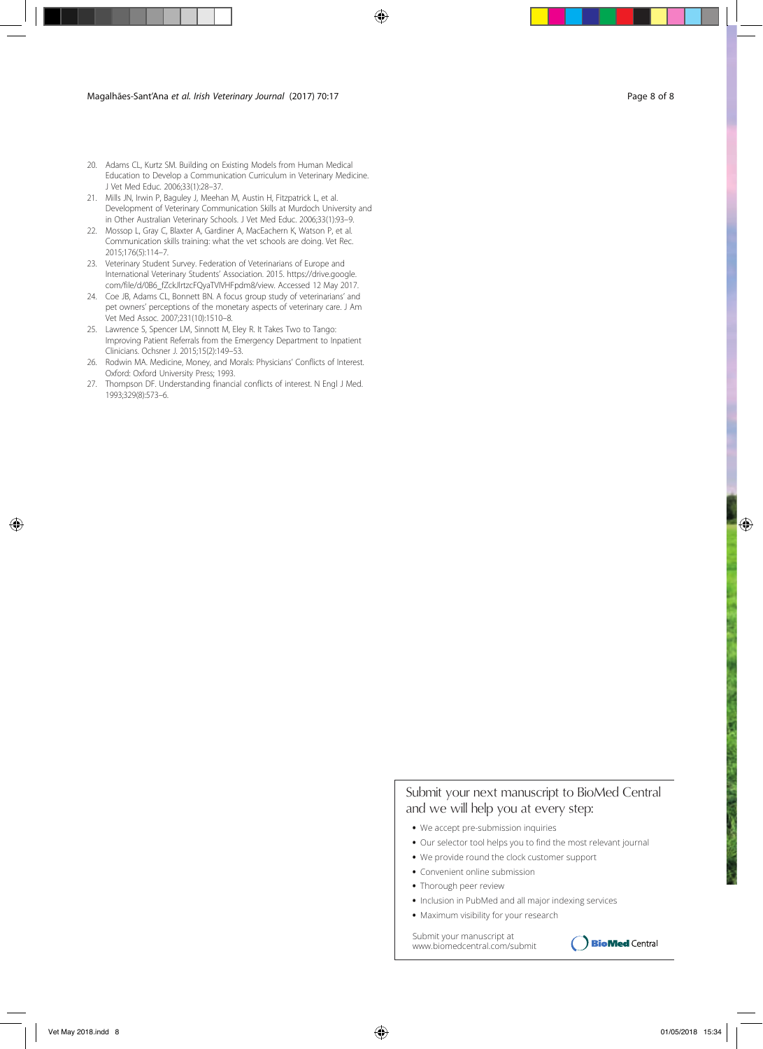20. Adams CL, Kurtz SM. Building on Existing Models from Human Medical Education to Develop a Communication Curriculum in Veterinary Medicine. J Vet Med Educ. 2006;33(1):28–37.
21. Mills JN, Irwin P, Baguley J, Meehan M, Austin H, Fitzpatrick L, et al. Development of Veterinary Communication Skills at Murdoch University and in Other Australian Veterinary Schools. J Vet Med Educ. 2006;33(1):93–9.
22. Mossop L, Gray C, Blaxter A, Gardiner A, MacEachern K, Watson P, et al. Communication skills training: what the vet schools are doing. Vet Rec. 2015;176(5):114–7.
23. Veterinary Student Survey. Federation of Veterinarians of Europe and International Veterinary Students' Association. 2015. https://drive.google.com/file/d/0B6_fZckJlrtzcFQyaTVlVHFpdm8/view. Accessed 12 May 2017.
24. Coe JB, Adams CL, Bonnett BN. A focus group study of veterinarians' and pet owners' perceptions of the monetary aspects of veterinary care. J Am Vet Med Assoc. 2007;231(10):1510–8.
25. Lawrence S, Spencer LM, Sinnott M, Eley R. It Takes Two to Tango: Improving Patient Referrals from the Emergency Department to Inpatient Clinicians. Ochsner J. 2015;15(2):149–53.
26. Rodwin MA. Medicine, Money, and Morals: Physicians' Conflicts of Interest. Oxford: Oxford University Press; 1993.
27. Thompson DF. Understanding financial conflicts of interest. N Engl J Med. 1993;329(8):573–6.

Submit your next manuscript to BioMed Central and we will help you at every step:

- We accept pre-submission inquiries
- Our selector tool helps you to find the most relevant journal
- We provide round the clock customer support
- Convenient online submission
- Thorough peer review
- Inclusion in PubMed and all major indexing services
- Maximum visibility for your research

Submit your manuscript at www.biomedcentral.com/submit

BioMed Central